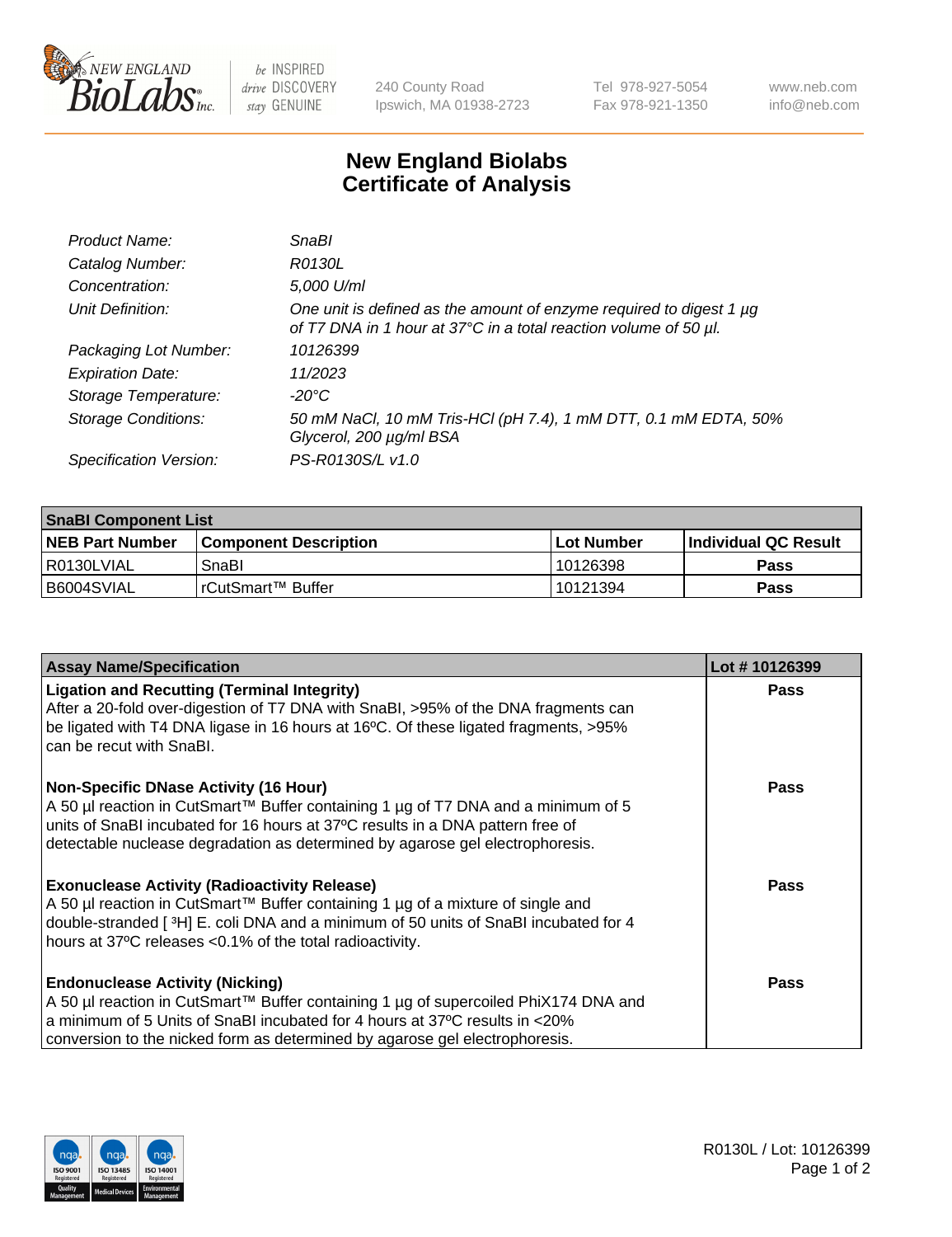New England BioLabs Inc. — be INSPIRED drive DISCOVERY stay GENUINE

240 County Road
Ipswich, MA 01938-2723

Tel 978-927-5054
Fax 978-921-1350

www.neb.com
info@neb.com

# New England Biolabs
# Certificate of Analysis

| | |
|---|---|
| *Product Name:* | *SnaBI* |
| *Catalog Number:* | *R0130L* |
| *Concentration:* | *5,000 U/ml* |
| *Unit Definition:* | *One unit is defined as the amount of enzyme required to digest 1 µg of T7 DNA in 1 hour at 37°C in a total reaction volume of 50 µl.* |
| *Packaging Lot Number:* | *10126399* |
| *Expiration Date:* | *11/2023* |
| *Storage Temperature:* | *-20°C* |
| *Storage Conditions:* | *50 mM NaCl, 10 mM Tris-HCl (pH 7.4), 1 mM DTT, 0.1 mM EDTA, 50% Glycerol, 200 µg/ml BSA* |
| *Specification Version:* | *PS-R0130S/L v1.0* |

| **SnaBI Component List** | | | |
|---|---|---|---|
| **NEB Part Number** | **Component Description** | **Lot Number** | **Individual QC Result** |
| R0130LVIAL | SnaBI | 10126398 | **Pass** |
| B6004SVIAL | rCutSmart™ Buffer | 10121394 | **Pass** |

| **Assay Name/Specification** | **Lot # 10126399** |
|---|---|
| **Ligation and Recutting (Terminal Integrity)** After a 20-fold over-digestion of T7 DNA with SnaBI, >95% of the DNA fragments can be ligated with T4 DNA ligase in 16 hours at 16ºC. Of these ligated fragments, >95% can be recut with SnaBI. | **Pass** |
| **Non-Specific DNase Activity (16 Hour)** A 50 µl reaction in CutSmart™ Buffer containing 1 µg of T7 DNA and a minimum of 5 units of SnaBI incubated for 16 hours at 37ºC results in a DNA pattern free of detectable nuclease degradation as determined by agarose gel electrophoresis. | **Pass** |
| **Exonuclease Activity (Radioactivity Release)** A 50 µl reaction in CutSmart™ Buffer containing 1 µg of a mixture of single and double-stranded [ $^3$H] E. coli DNA and a minimum of 50 units of SnaBI incubated for 4 hours at 37ºC releases <0.1% of the total radioactivity. | **Pass** |
| **Endonuclease Activity (Nicking)** A 50 µl reaction in CutSmart™ Buffer containing 1 µg of supercoiled PhiX174 DNA and a minimum of 5 Units of SnaBI incubated for 4 hours at 37ºC results in <20% conversion to the nicked form as determined by agarose gel electrophoresis. | **Pass** |

R0130L / Lot: 10126399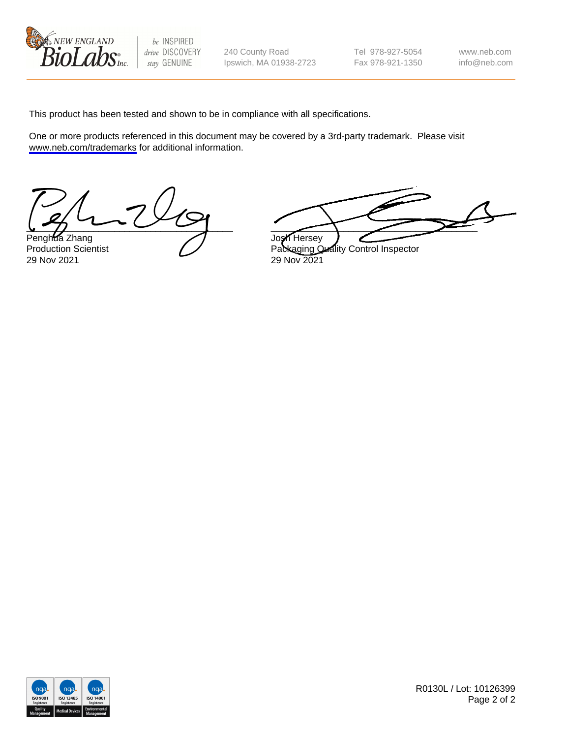This product has been tested and shown to be in compliance with all specifications.

One or more products referenced in this document may be covered by a 3rd-party trademark. Please visit www.neb.com/trademarks for additional information.

Penghua Zhang
Production Scientist
29 Nov 2021

Josh Hersey
Packaging Quality Control Inspector
29 Nov 2021

R0130L / Lot: 10126399